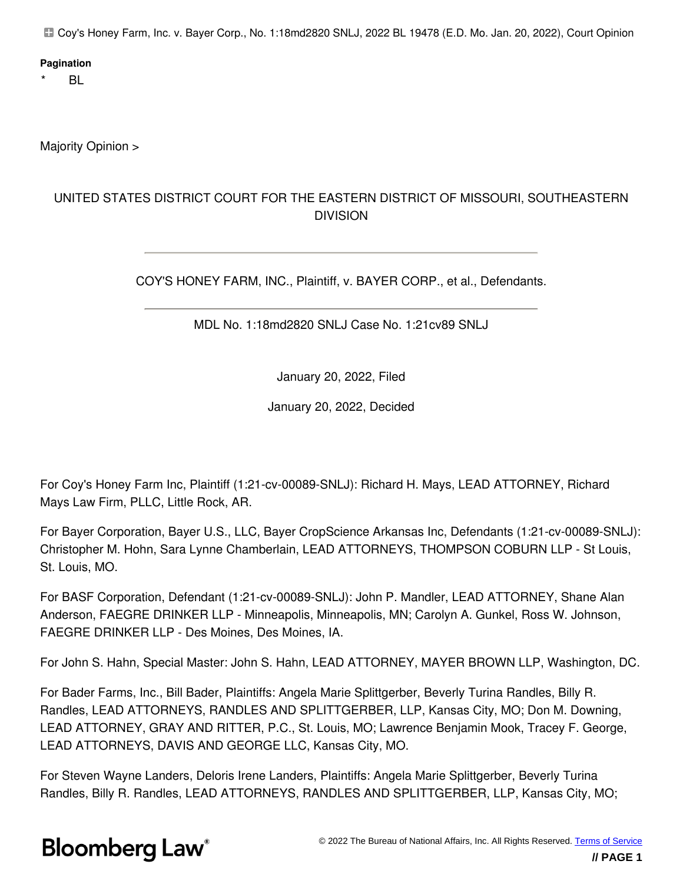Coy's Honey Farm, Inc. v. Bayer Corp., No. 1:18md2820 SNLJ, 2022 BL 19478 (E.D. Mo. Jan. 20, 2022), Court Opinion

**Pagination**

\* BL

Majority Opinion >

UNITED STATES DISTRICT COURT FOR THE EASTERN DISTRICT OF MISSOURI, SOUTHEASTERN DIVISION

---

COY'S HONEY FARM, INC., Plaintiff, v. BAYER CORP., et al., Defendants.

---

MDL No. 1:18md2820 SNLJ Case No. 1:21cv89 SNLJ

January 20, 2022, Filed

January 20, 2022, Decided

For Coy's Honey Farm Inc, Plaintiff (1:21-cv-00089-SNLJ): Richard H. Mays, LEAD ATTORNEY, Richard Mays Law Firm, PLLC, Little Rock, AR.

For Bayer Corporation, Bayer U.S., LLC, Bayer CropScience Arkansas Inc, Defendants (1:21-cv-00089-SNLJ): Christopher M. Hohn, Sara Lynne Chamberlain, LEAD ATTORNEYS, THOMPSON COBURN LLP - St Louis, St. Louis, MO.

For BASF Corporation, Defendant (1:21-cv-00089-SNLJ): John P. Mandler, LEAD ATTORNEY, Shane Alan Anderson, FAEGRE DRINKER LLP - Minneapolis, Minneapolis, MN; Carolyn A. Gunkel, Ross W. Johnson, FAEGRE DRINKER LLP - Des Moines, Des Moines, IA.

For John S. Hahn, Special Master: John S. Hahn, LEAD ATTORNEY, MAYER BROWN LLP, Washington, DC.

For Bader Farms, Inc., Bill Bader, Plaintiffs: Angela Marie Splittgerber, Beverly Turina Randles, Billy R. Randles, LEAD ATTORNEYS, RANDLES AND SPLITTGERBER, LLP, Kansas City, MO; Don M. Downing, LEAD ATTORNEY, GRAY AND RITTER, P.C., St. Louis, MO; Lawrence Benjamin Mook, Tracey F. George, LEAD ATTORNEYS, DAVIS AND GEORGE LLC, Kansas City, MO.

For Steven Wayne Landers, Deloris Irene Landers, Plaintiffs: Angela Marie Splittgerber, Beverly Turina Randles, Billy R. Randles, LEAD ATTORNEYS, RANDLES AND SPLITTGERBER, LLP, Kansas City, MO;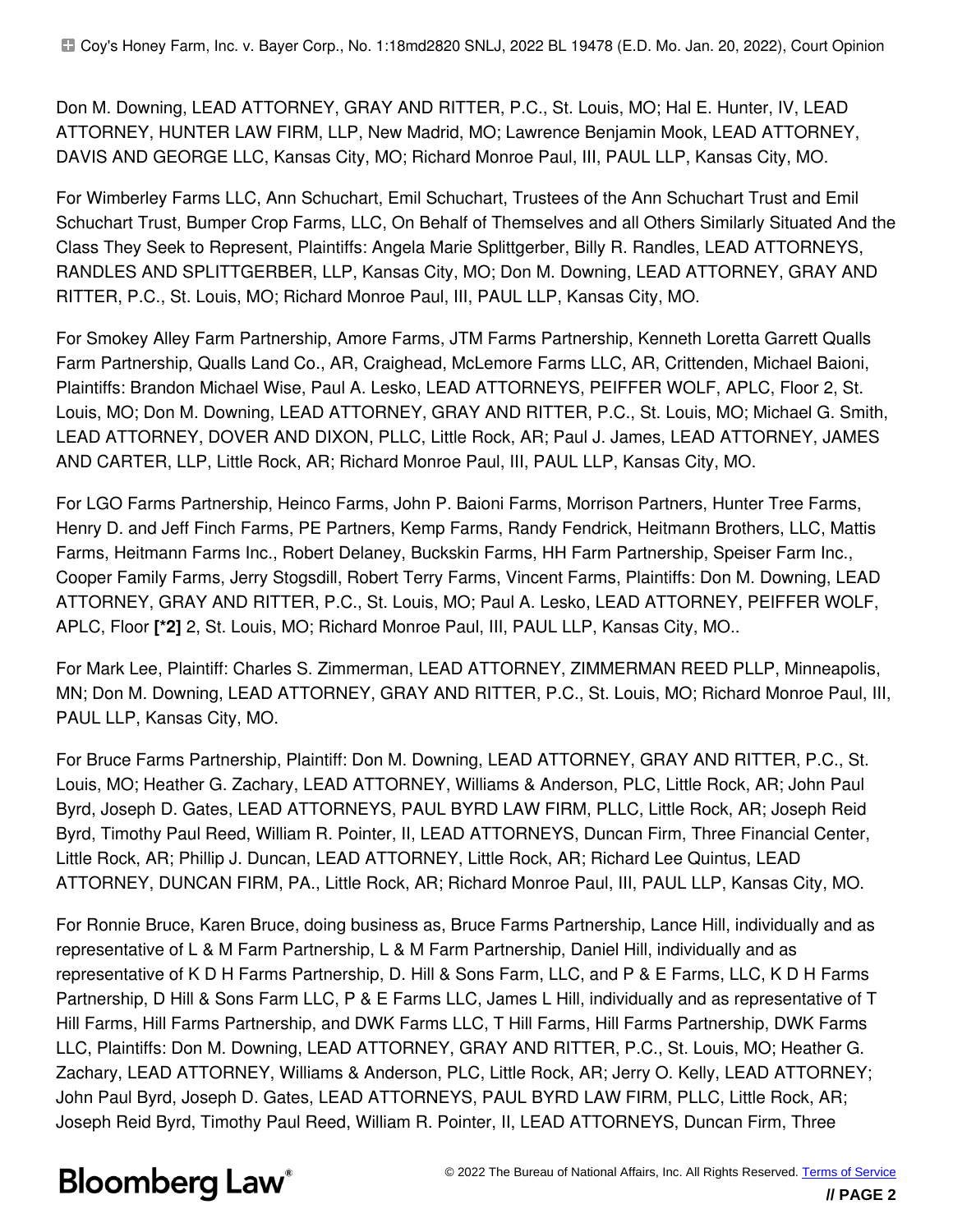Don M. Downing, LEAD ATTORNEY, GRAY AND RITTER, P.C., St. Louis, MO; Hal E. Hunter, IV, LEAD ATTORNEY, HUNTER LAW FIRM, LLP, New Madrid, MO; Lawrence Benjamin Mook, LEAD ATTORNEY, DAVIS AND GEORGE LLC, Kansas City, MO; Richard Monroe Paul, III, PAUL LLP, Kansas City, MO.

For Wimberley Farms LLC, Ann Schuchart, Emil Schuchart, Trustees of the Ann Schuchart Trust and Emil Schuchart Trust, Bumper Crop Farms, LLC, On Behalf of Themselves and all Others Similarly Situated And the Class They Seek to Represent, Plaintiffs: Angela Marie Splittgerber, Billy R. Randles, LEAD ATTORNEYS, RANDLES AND SPLITTGERBER, LLP, Kansas City, MO; Don M. Downing, LEAD ATTORNEY, GRAY AND RITTER, P.C., St. Louis, MO; Richard Monroe Paul, III, PAUL LLP, Kansas City, MO.

For Smokey Alley Farm Partnership, Amore Farms, JTM Farms Partnership, Kenneth Loretta Garrett Qualls Farm Partnership, Qualls Land Co., AR, Craighead, McLemore Farms LLC, AR, Crittenden, Michael Baioni, Plaintiffs: Brandon Michael Wise, Paul A. Lesko, LEAD ATTORNEYS, PEIFFER WOLF, APLC, Floor 2, St. Louis, MO; Don M. Downing, LEAD ATTORNEY, GRAY AND RITTER, P.C., St. Louis, MO; Michael G. Smith, LEAD ATTORNEY, DOVER AND DIXON, PLLC, Little Rock, AR; Paul J. James, LEAD ATTORNEY, JAMES AND CARTER, LLP, Little Rock, AR; Richard Monroe Paul, III, PAUL LLP, Kansas City, MO.

For LGO Farms Partnership, Heinco Farms, John P. Baioni Farms, Morrison Partners, Hunter Tree Farms, Henry D. and Jeff Finch Farms, PE Partners, Kemp Farms, Randy Fendrick, Heitmann Brothers, LLC, Mattis Farms, Heitmann Farms Inc., Robert Delaney, Buckskin Farms, HH Farm Partnership, Speiser Farm Inc., Cooper Family Farms, Jerry Stogsdill, Robert Terry Farms, Vincent Farms, Plaintiffs: Don M. Downing, LEAD ATTORNEY, GRAY AND RITTER, P.C., St. Louis, MO; Paul A. Lesko, LEAD ATTORNEY, PEIFFER WOLF, APLC, Floor **[*2]** 2, St. Louis, MO; Richard Monroe Paul, III, PAUL LLP, Kansas City, MO..

For Mark Lee, Plaintiff: Charles S. Zimmerman, LEAD ATTORNEY, ZIMMERMAN REED PLLP, Minneapolis, MN; Don M. Downing, LEAD ATTORNEY, GRAY AND RITTER, P.C., St. Louis, MO; Richard Monroe Paul, III, PAUL LLP, Kansas City, MO.

For Bruce Farms Partnership, Plaintiff: Don M. Downing, LEAD ATTORNEY, GRAY AND RITTER, P.C., St. Louis, MO; Heather G. Zachary, LEAD ATTORNEY, Williams & Anderson, PLC, Little Rock, AR; John Paul Byrd, Joseph D. Gates, LEAD ATTORNEYS, PAUL BYRD LAW FIRM, PLLC, Little Rock, AR; Joseph Reid Byrd, Timothy Paul Reed, William R. Pointer, II, LEAD ATTORNEYS, Duncan Firm, Three Financial Center, Little Rock, AR; Phillip J. Duncan, LEAD ATTORNEY, Little Rock, AR; Richard Lee Quintus, LEAD ATTORNEY, DUNCAN FIRM, PA., Little Rock, AR; Richard Monroe Paul, III, PAUL LLP, Kansas City, MO.

For Ronnie Bruce, Karen Bruce, doing business as, Bruce Farms Partnership, Lance Hill, individually and as representative of L & M Farm Partnership, L & M Farm Partnership, Daniel Hill, individually and as representative of K D H Farms Partnership, D. Hill & Sons Farm, LLC, and P & E Farms, LLC, K D H Farms Partnership, D Hill & Sons Farm LLC, P & E Farms LLC, James L Hill, individually and as representative of T Hill Farms, Hill Farms Partnership, and DWK Farms LLC, T Hill Farms, Hill Farms Partnership, DWK Farms LLC, Plaintiffs: Don M. Downing, LEAD ATTORNEY, GRAY AND RITTER, P.C., St. Louis, MO; Heather G. Zachary, LEAD ATTORNEY, Williams & Anderson, PLC, Little Rock, AR; Jerry O. Kelly, LEAD ATTORNEY; John Paul Byrd, Joseph D. Gates, LEAD ATTORNEYS, PAUL BYRD LAW FIRM, PLLC, Little Rock, AR; Joseph Reid Byrd, Timothy Paul Reed, William R. Pointer, II, LEAD ATTORNEYS, Duncan Firm, Three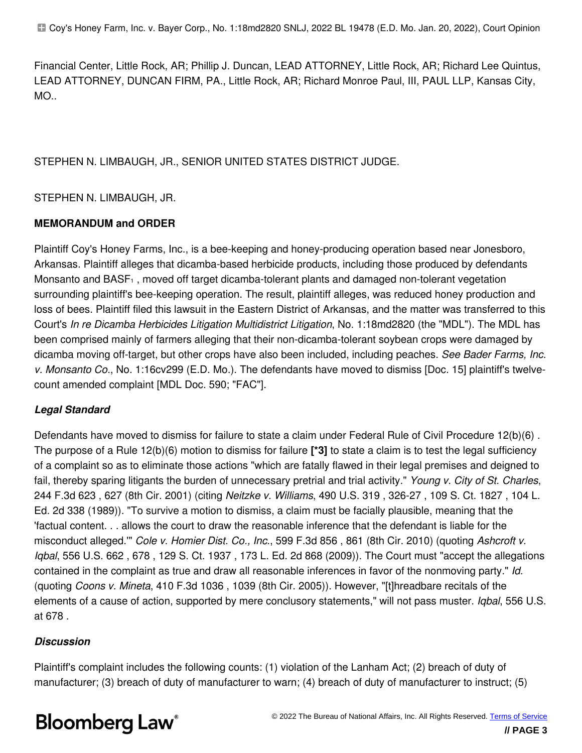Financial Center, Little Rock, AR; Phillip J. Duncan, LEAD ATTORNEY, Little Rock, AR; Richard Lee Quintus, LEAD ATTORNEY, DUNCAN FIRM, PA., Little Rock, AR; Richard Monroe Paul, III, PAUL LLP, Kansas City, MO..

STEPHEN N. LIMBAUGH, JR., SENIOR UNITED STATES DISTRICT JUDGE.

STEPHEN N. LIMBAUGH, JR.

**MEMORANDUM and ORDER**

Plaintiff Coy's Honey Farms, Inc., is a bee-keeping and honey-producing operation based near Jonesboro, Arkansas. Plaintiff alleges that dicamba-based herbicide products, including those produced by defendants Monsanto and BASF[1] , moved off target dicamba-tolerant plants and damaged non-tolerant vegetation surrounding plaintiff's bee-keeping operation. The result, plaintiff alleges, was reduced honey production and loss of bees. Plaintiff filed this lawsuit in the Eastern District of Arkansas, and the matter was transferred to this Court's *In re Dicamba Herbicides Litigation Multidistrict Litigation*, No. 1:18md2820 (the "MDL"). The MDL has been comprised mainly of farmers alleging that their non-dicamba-tolerant soybean crops were damaged by dicamba moving off-target, but other crops have also been included, including peaches. *See Bader Farms, Inc. v. Monsanto Co.*, No. 1:16cv299 (E.D. Mo.). The defendants have moved to dismiss [Doc. 15] plaintiff's twelve-count amended complaint [MDL Doc. 590; "FAC"].

### *Legal Standard*

Defendants have moved to dismiss for failure to state a claim under Federal Rule of Civil Procedure 12(b)(6) . The purpose of a Rule 12(b)(6) motion to dismiss for failure **[*3]** to state a claim is to test the legal sufficiency of a complaint so as to eliminate those actions "which are fatally flawed in their legal premises and deigned to fail, thereby sparing litigants the burden of unnecessary pretrial and trial activity." *Young v. City of St. Charles*, 244 F.3d 623 , 627 (8th Cir. 2001) (citing *Neitzke v. Williams*, 490 U.S. 319 , 326-27 , 109 S. Ct. 1827 , 104 L. Ed. 2d 338 (1989)). "To survive a motion to dismiss, a claim must be facially plausible, meaning that the 'factual content. . . allows the court to draw the reasonable inference that the defendant is liable for the misconduct alleged.'" *Cole v. Homier Dist. Co., Inc.*, 599 F.3d 856 , 861 (8th Cir. 2010) (quoting *Ashcroft v. Iqbal*, 556 U.S. 662 , 678 , 129 S. Ct. 1937 , 173 L. Ed. 2d 868 (2009)). The Court must "accept the allegations contained in the complaint as true and draw all reasonable inferences in favor of the nonmoving party." *Id.* (quoting *Coons v. Mineta*, 410 F.3d 1036 , 1039 (8th Cir. 2005)). However, "[t]hreadbare recitals of the elements of a cause of action, supported by mere conclusory statements," will not pass muster. *Iqbal*, 556 U.S. at 678 .

### *Discussion*

Plaintiff's complaint includes the following counts: (1) violation of the Lanham Act; (2) breach of duty of manufacturer; (3) breach of duty of manufacturer to warn; (4) breach of duty of manufacturer to instruct; (5)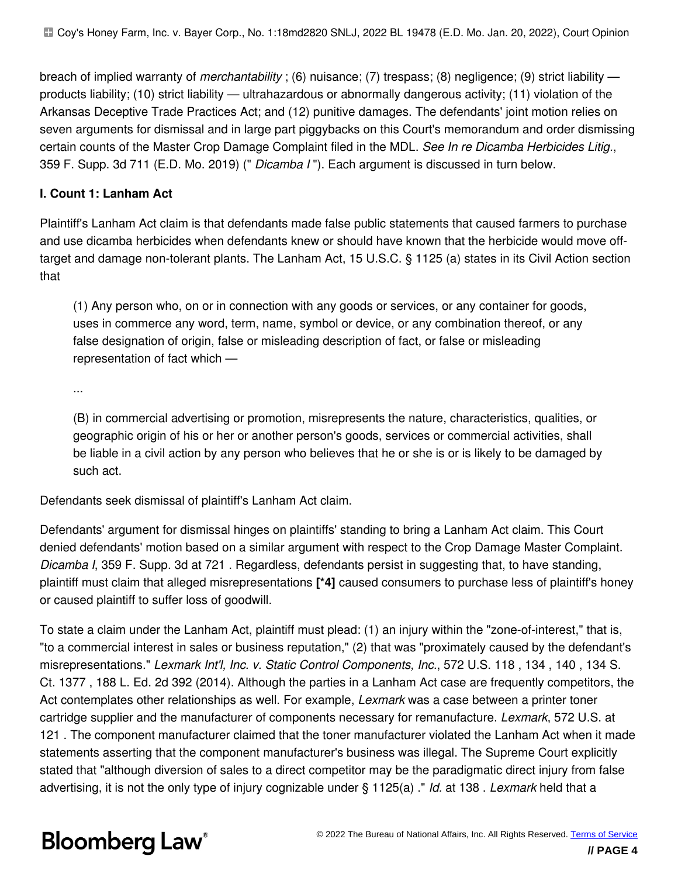breach of implied warranty of *merchantability* ; (6) nuisance; (7) trespass; (8) negligence; (9) strict liability — products liability; (10) strict liability — ultrahazardous or abnormally dangerous activity; (11) violation of the Arkansas Deceptive Trade Practices Act; and (12) punitive damages. The defendants' joint motion relies on seven arguments for dismissal and in large part piggybacks on this Court's memorandum and order dismissing certain counts of the Master Crop Damage Complaint filed in the MDL. *See In re Dicamba Herbicides Litig.*, 359 F. Supp. 3d 711 (E.D. Mo. 2019) (" *Dicamba I* "). Each argument is discussed in turn below.

**I. Count 1: Lanham Act**

Plaintiff's Lanham Act claim is that defendants made false public statements that caused farmers to purchase and use dicamba herbicides when defendants knew or should have known that the herbicide would move off-target and damage non-tolerant plants. The Lanham Act, 15 U.S.C. § 1125 (a) states in its Civil Action section that

> (1) Any person who, on or in connection with any goods or services, or any container for goods, uses in commerce any word, term, name, symbol or device, or any combination thereof, or any false designation of origin, false or misleading description of fact, or false or misleading representation of fact which —
>
> ...
>
> (B) in commercial advertising or promotion, misrepresents the nature, characteristics, qualities, or geographic origin of his or her or another person's goods, services or commercial activities, shall be liable in a civil action by any person who believes that he or she is or is likely to be damaged by such act.

Defendants seek dismissal of plaintiff's Lanham Act claim.

Defendants' argument for dismissal hinges on plaintiffs' standing to bring a Lanham Act claim. This Court denied defendants' motion based on a similar argument with respect to the Crop Damage Master Complaint. *Dicamba I*, 359 F. Supp. 3d at 721 . Regardless, defendants persist in suggesting that, to have standing, plaintiff must claim that alleged misrepresentations **[*4]** caused consumers to purchase less of plaintiff's honey or caused plaintiff to suffer loss of goodwill.

To state a claim under the Lanham Act, plaintiff must plead: (1) an injury within the "zone-of-interest," that is, "to a commercial interest in sales or business reputation," (2) that was "proximately caused by the defendant's misrepresentations." *Lexmark Int'l, Inc. v. Static Control Components, Inc.*, 572 U.S. 118 , 134 , 140 , 134 S. Ct. 1377 , 188 L. Ed. 2d 392 (2014). Although the parties in a Lanham Act case are frequently competitors, the Act contemplates other relationships as well. For example, *Lexmark* was a case between a printer toner cartridge supplier and the manufacturer of components necessary for remanufacture. *Lexmark*, 572 U.S. at 121 . The component manufacturer claimed that the toner manufacturer violated the Lanham Act when it made statements asserting that the component manufacturer's business was illegal. The Supreme Court explicitly stated that "although diversion of sales to a direct competitor may be the paradigmatic direct injury from false advertising, it is not the only type of injury cognizable under § 1125(a) ." *Id.* at 138 . *Lexmark* held that a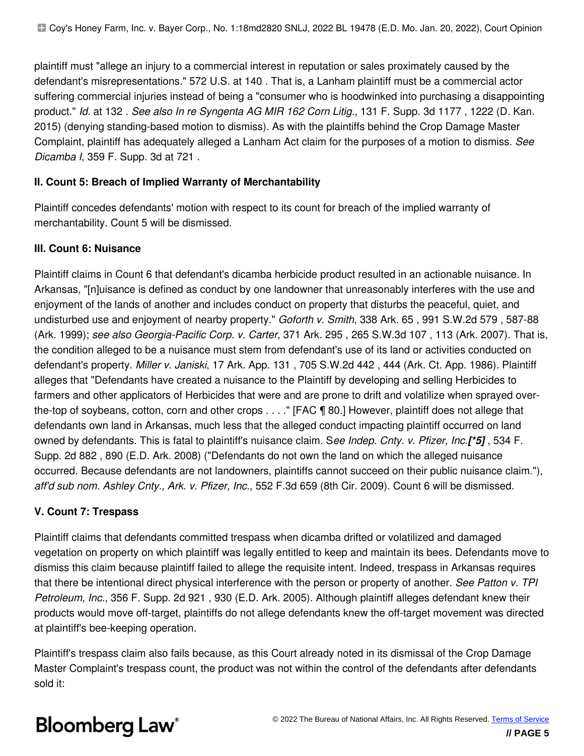plaintiff must "allege an injury to a commercial interest in reputation or sales proximately caused by the defendant's misrepresentations." 572 U.S. at 140 . That is, a Lanham plaintiff must be a commercial actor suffering commercial injuries instead of being a "consumer who is hoodwinked into purchasing a disappointing product." *Id.* at 132 . *See also In re Syngenta AG MIR 162 Corn Litig.*, 131 F. Supp. 3d 1177 , 1222 (D. Kan. 2015) (denying standing-based motion to dismiss). As with the plaintiffs behind the Crop Damage Master Complaint, plaintiff has adequately alleged a Lanham Act claim for the purposes of a motion to dismiss. *See Dicamba I*, 359 F. Supp. 3d at 721 .

**II. Count 5: Breach of Implied Warranty of Merchantability**

Plaintiff concedes defendants' motion with respect to its count for breach of the implied warranty of merchantability. Count 5 will be dismissed.

**III. Count 6: Nuisance**

Plaintiff claims in Count 6 that defendant's dicamba herbicide product resulted in an actionable nuisance. In Arkansas, "[n]uisance is defined as conduct by one landowner that unreasonably interferes with the use and enjoyment of the lands of another and includes conduct on property that disturbs the peaceful, quiet, and undisturbed use and enjoyment of nearby property." *Goforth v. Smith*, 338 Ark. 65 , 991 S.W.2d 579 , 587-88 (Ark. 1999); *see also Georgia-Pacific Corp. v. Carter*, 371 Ark. 295 , 265 S.W.3d 107 , 113 (Ark. 2007). That is, the condition alleged to be a nuisance must stem from defendant's use of its land or activities conducted on defendant's property. *Miller v. Janiski*, 17 Ark. App. 131 , 705 S.W.2d 442 , 444 (Ark. Ct. App. 1986). Plaintiff alleges that "Defendants have created a nuisance to the Plaintiff by developing and selling Herbicides to farmers and other applicators of Herbicides that were and are prone to drift and volatilize when sprayed over-the-top of soybeans, cotton, corn and other crops . . . ." [FAC ¶ 80.] However, plaintiff does not allege that defendants own land in Arkansas, much less that the alleged conduct impacting plaintiff occurred on land owned by defendants. This is fatal to plaintiff's nuisance claim. S*ee Indep. Cnty. v. Pfizer, Inc.****[*5]*** , 534 F. Supp. 2d 882 , 890 (E.D. Ark. 2008) ("Defendants do not own the land on which the alleged nuisance occurred. Because defendants are not landowners, plaintiffs cannot succeed on their public nuisance claim."), *aff'd sub nom. Ashley Cnty., Ark. v. Pfizer, Inc.*, 552 F.3d 659 (8th Cir. 2009). Count 6 will be dismissed.

**V. Count 7: Trespass**

Plaintiff claims that defendants committed trespass when dicamba drifted or volatilized and damaged vegetation on property on which plaintiff was legally entitled to keep and maintain its bees. Defendants move to dismiss this claim because plaintiff failed to allege the requisite intent. Indeed, trespass in Arkansas requires that there be intentional direct physical interference with the person or property of another. *See Patton v. TPI Petroleum, Inc.*, 356 F. Supp. 2d 921 , 930 (E.D. Ark. 2005). Although plaintiff alleges defendant knew their products would move off-target, plaintiffs do not allege defendants knew the off-target movement was directed at plaintiff's bee-keeping operation.

Plaintiff's trespass claim also fails because, as this Court already noted in its dismissal of the Crop Damage Master Complaint's trespass count, the product was not within the control of the defendants after defendants sold it: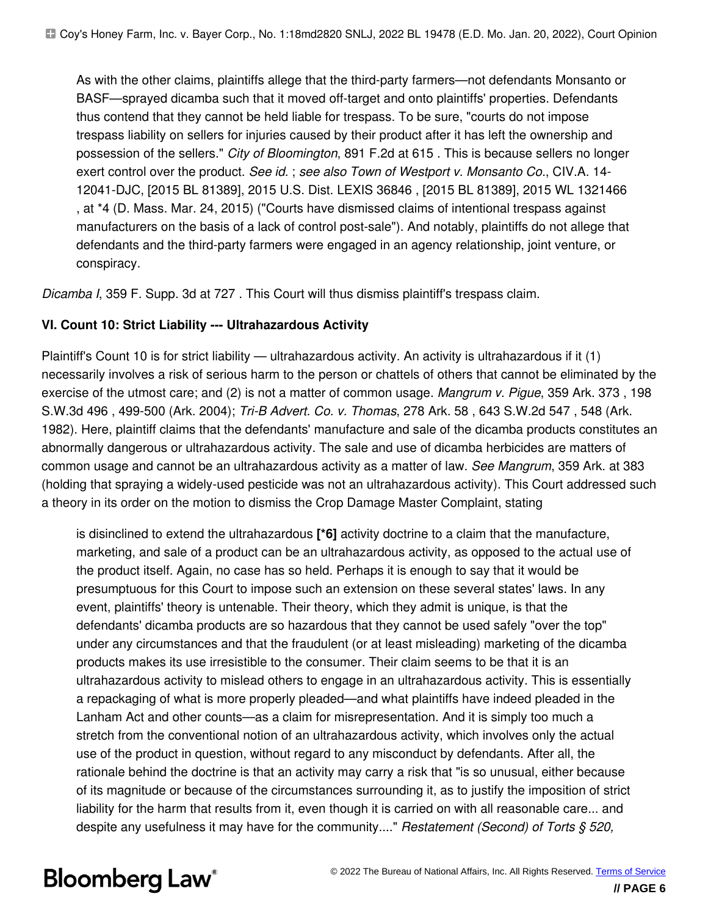> As with the other claims, plaintiffs allege that the third-party farmers—not defendants Monsanto or BASF—sprayed dicamba such that it moved off-target and onto plaintiffs' properties. Defendants thus contend that they cannot be held liable for trespass. To be sure, "courts do not impose trespass liability on sellers for injuries caused by their product after it has left the ownership and possession of the sellers." *City of Bloomington*, 891 F.2d at 615 . This is because sellers no longer exert control over the product. *See id.* ; *see also Town of Westport v. Monsanto Co.*, CIV.A. 14-12041-DJC, [2015 BL 81389], 2015 U.S. Dist. LEXIS 36846 , [2015 BL 81389], 2015 WL 1321466 , at *4 (D. Mass. Mar. 24, 2015) ("Courts have dismissed claims of intentional trespass against manufacturers on the basis of a lack of control post-sale"). And notably, plaintiffs do not allege that defendants and the third-party farmers were engaged in an agency relationship, joint venture, or conspiracy.

*Dicamba I*, 359 F. Supp. 3d at 727 . This Court will thus dismiss plaintiff's trespass claim.

**VI. Count 10: Strict Liability --- Ultrahazardous Activity**

Plaintiff's Count 10 is for strict liability — ultrahazardous activity. An activity is ultrahazardous if it (1) necessarily involves a risk of serious harm to the person or chattels of others that cannot be eliminated by the exercise of the utmost care; and (2) is not a matter of common usage. *Mangrum v. Pigue*, 359 Ark. 373 , 198 S.W.3d 496 , 499-500 (Ark. 2004); *Tri-B Advert. Co. v. Thomas*, 278 Ark. 58 , 643 S.W.2d 547 , 548 (Ark. 1982). Here, plaintiff claims that the defendants' manufacture and sale of the dicamba products constitutes an abnormally dangerous or ultrahazardous activity. The sale and use of dicamba herbicides are matters of common usage and cannot be an ultrahazardous activity as a matter of law. *See Mangrum*, 359 Ark. at 383 (holding that spraying a widely-used pesticide was not an ultrahazardous activity). This Court addressed such a theory in its order on the motion to dismiss the Crop Damage Master Complaint, stating

> is disinclined to extend the ultrahazardous **[*6]** activity doctrine to a claim that the manufacture, marketing, and sale of a product can be an ultrahazardous activity, as opposed to the actual use of the product itself. Again, no case has so held. Perhaps it is enough to say that it would be presumptuous for this Court to impose such an extension on these several states' laws. In any event, plaintiffs' theory is untenable. Their theory, which they admit is unique, is that the defendants' dicamba products are so hazardous that they cannot be used safely "over the top" under any circumstances and that the fraudulent (or at least misleading) marketing of the dicamba products makes its use irresistible to the consumer. Their claim seems to be that it is an ultrahazardous activity to mislead others to engage in an ultrahazardous activity. This is essentially a repackaging of what is more properly pleaded—and what plaintiffs have indeed pleaded in the Lanham Act and other counts—as a claim for misrepresentation. And it is simply too much a stretch from the conventional notion of an ultrahazardous activity, which involves only the actual use of the product in question, without regard to any misconduct by defendants. After all, the rationale behind the doctrine is that an activity may carry a risk that "is so unusual, either because of its magnitude or because of the circumstances surrounding it, as to justify the imposition of strict liability for the harm that results from it, even though it is carried on with all reasonable care... and despite any usefulness it may have for the community...." *Restatement (Second) of Torts § 520,*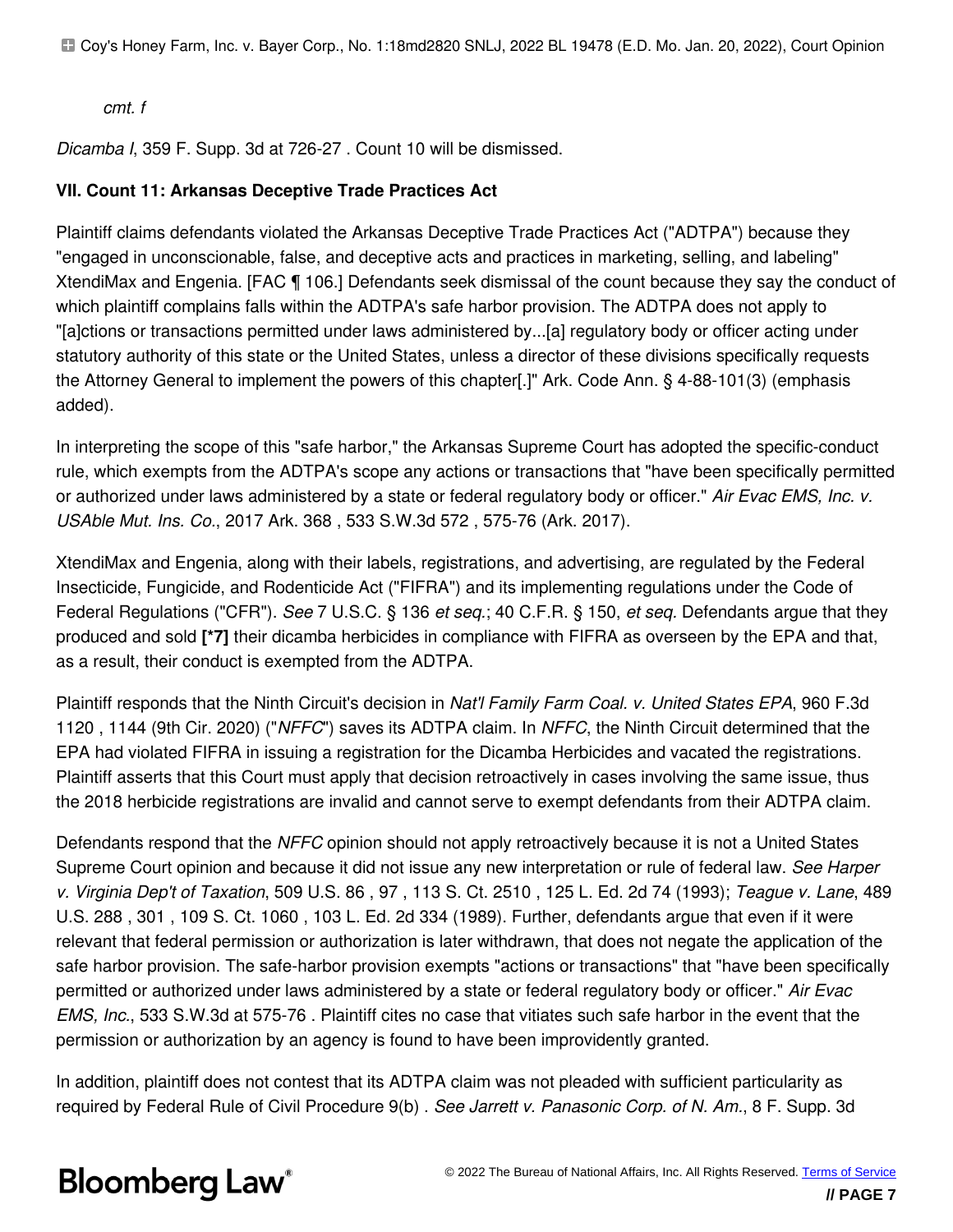*cmt. f*

*Dicamba I*, 359 F. Supp. 3d at 726-27 . Count 10 will be dismissed.

**VII. Count 11: Arkansas Deceptive Trade Practices Act**

Plaintiff claims defendants violated the Arkansas Deceptive Trade Practices Act ("ADTPA") because they "engaged in unconscionable, false, and deceptive acts and practices in marketing, selling, and labeling" XtendiMax and Engenia. [FAC ¶ 106.] Defendants seek dismissal of the count because they say the conduct of which plaintiff complains falls within the ADTPA's safe harbor provision. The ADTPA does not apply to "[a]ctions or transactions permitted under laws administered by...[a] regulatory body or officer acting under statutory authority of this state or the United States, unless a director of these divisions specifically requests the Attorney General to implement the powers of this chapter[.]" Ark. Code Ann. § 4-88-101(3) (emphasis added).

In interpreting the scope of this "safe harbor," the Arkansas Supreme Court has adopted the specific-conduct rule, which exempts from the ADTPA's scope any actions or transactions that "have been specifically permitted or authorized under laws administered by a state or federal regulatory body or officer." *Air Evac EMS, Inc. v. USAble Mut. Ins. Co.*, 2017 Ark. 368 , 533 S.W.3d 572 , 575-76 (Ark. 2017).

XtendiMax and Engenia, along with their labels, registrations, and advertising, are regulated by the Federal Insecticide, Fungicide, and Rodenticide Act ("FIFRA") and its implementing regulations under the Code of Federal Regulations ("CFR"). *See* 7 U.S.C. § 136 *et seq.*; 40 C.F.R. § 150, *et seq.* Defendants argue that they produced and sold **[*7]** their dicamba herbicides in compliance with FIFRA as overseen by the EPA and that, as a result, their conduct is exempted from the ADTPA.

Plaintiff responds that the Ninth Circuit's decision in *Nat'l Family Farm Coal. v. United States EPA*, 960 F.3d 1120 , 1144 (9th Cir. 2020) ("*NFFC*") saves its ADTPA claim. In *NFFC*, the Ninth Circuit determined that the EPA had violated FIFRA in issuing a registration for the Dicamba Herbicides and vacated the registrations. Plaintiff asserts that this Court must apply that decision retroactively in cases involving the same issue, thus the 2018 herbicide registrations are invalid and cannot serve to exempt defendants from their ADTPA claim.

Defendants respond that the *NFFC* opinion should not apply retroactively because it is not a United States Supreme Court opinion and because it did not issue any new interpretation or rule of federal law. *See Harper v. Virginia Dep't of Taxation*, 509 U.S. 86 , 97 , 113 S. Ct. 2510 , 125 L. Ed. 2d 74 (1993); *Teague v. Lane*, 489 U.S. 288 , 301 , 109 S. Ct. 1060 , 103 L. Ed. 2d 334 (1989). Further, defendants argue that even if it were relevant that federal permission or authorization is later withdrawn, that does not negate the application of the safe harbor provision. The safe-harbor provision exempts "actions or transactions" that "have been specifically permitted or authorized under laws administered by a state or federal regulatory body or officer." *Air Evac EMS, Inc.*, 533 S.W.3d at 575-76 . Plaintiff cites no case that vitiates such safe harbor in the event that the permission or authorization by an agency is found to have been improvidently granted.

In addition, plaintiff does not contest that its ADTPA claim was not pleaded with sufficient particularity as required by Federal Rule of Civil Procedure 9(b) . *See Jarrett v. Panasonic Corp. of N. Am.*, 8 F. Supp. 3d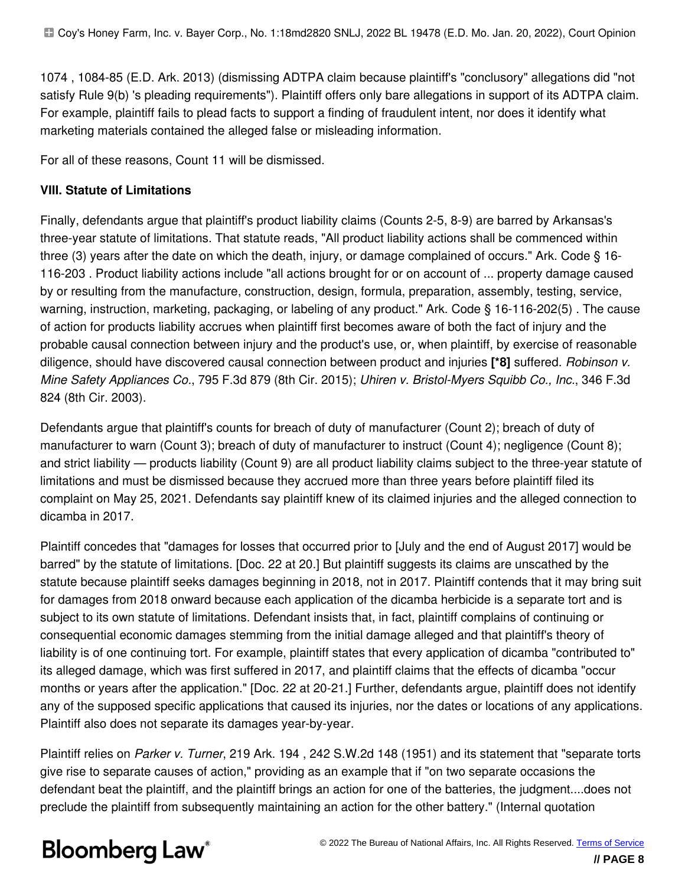1074 , 1084-85 (E.D. Ark. 2013) (dismissing ADTPA claim because plaintiff's "conclusory" allegations did "not satisfy Rule 9(b) 's pleading requirements"). Plaintiff offers only bare allegations in support of its ADTPA claim. For example, plaintiff fails to plead facts to support a finding of fraudulent intent, nor does it identify what marketing materials contained the alleged false or misleading information.

For all of these reasons, Count 11 will be dismissed.

**VIII. Statute of Limitations**

Finally, defendants argue that plaintiff's product liability claims (Counts 2-5, 8-9) are barred by Arkansas's three-year statute of limitations. That statute reads, "All product liability actions shall be commenced within three (3) years after the date on which the death, injury, or damage complained of occurs." Ark. Code § 16-116-203 . Product liability actions include "all actions brought for or on account of ... property damage caused by or resulting from the manufacture, construction, design, formula, preparation, assembly, testing, service, warning, instruction, marketing, packaging, or labeling of any product." Ark. Code § 16-116-202(5) . The cause of action for products liability accrues when plaintiff first becomes aware of both the fact of injury and the probable causal connection between injury and the product's use, or, when plaintiff, by exercise of reasonable diligence, should have discovered causal connection between product and injuries **[*8]** suffered. *Robinson v. Mine Safety Appliances Co.*, 795 F.3d 879 (8th Cir. 2015); *Uhiren v. Bristol-Myers Squibb Co., Inc.*, 346 F.3d 824 (8th Cir. 2003).

Defendants argue that plaintiff's counts for breach of duty of manufacturer (Count 2); breach of duty of manufacturer to warn (Count 3); breach of duty of manufacturer to instruct (Count 4); negligence (Count 8); and strict liability — products liability (Count 9) are all product liability claims subject to the three-year statute of limitations and must be dismissed because they accrued more than three years before plaintiff filed its complaint on May 25, 2021. Defendants say plaintiff knew of its claimed injuries and the alleged connection to dicamba in 2017.

Plaintiff concedes that "damages for losses that occurred prior to [July and the end of August 2017] would be barred" by the statute of limitations. [Doc. 22 at 20.] But plaintiff suggests its claims are unscathed by the statute because plaintiff seeks damages beginning in 2018, not in 2017. Plaintiff contends that it may bring suit for damages from 2018 onward because each application of the dicamba herbicide is a separate tort and is subject to its own statute of limitations. Defendant insists that, in fact, plaintiff complains of continuing or consequential economic damages stemming from the initial damage alleged and that plaintiff's theory of liability is of one continuing tort. For example, plaintiff states that every application of dicamba "contributed to" its alleged damage, which was first suffered in 2017, and plaintiff claims that the effects of dicamba "occur months or years after the application." [Doc. 22 at 20-21.] Further, defendants argue, plaintiff does not identify any of the supposed specific applications that caused its injuries, nor the dates or locations of any applications. Plaintiff also does not separate its damages year-by-year.

Plaintiff relies on *Parker v. Turner*, 219 Ark. 194 , 242 S.W.2d 148 (1951) and its statement that "separate torts give rise to separate causes of action," providing as an example that if "on two separate occasions the defendant beat the plaintiff, and the plaintiff brings an action for one of the batteries, the judgment....does not preclude the plaintiff from subsequently maintaining an action for the other battery." (Internal quotation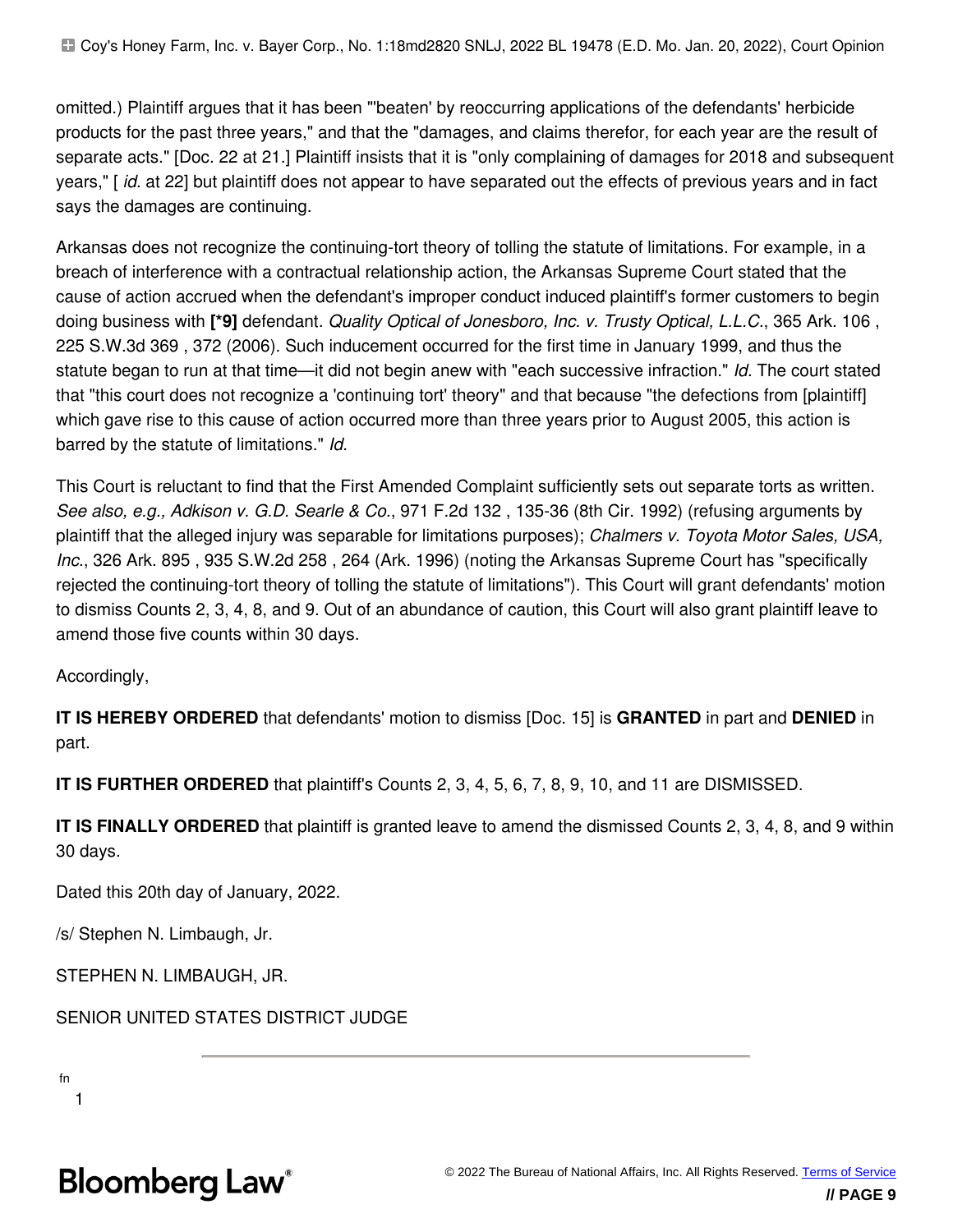omitted.) Plaintiff argues that it has been "'beaten' by reoccurring applications of the defendants' herbicide products for the past three years," and that the "damages, and claims therefor, for each year are the result of separate acts." [Doc. 22 at 21.] Plaintiff insists that it is "only complaining of damages for 2018 and subsequent years," [ *id.* at 22] but plaintiff does not appear to have separated out the effects of previous years and in fact says the damages are continuing.

Arkansas does not recognize the continuing-tort theory of tolling the statute of limitations. For example, in a breach of interference with a contractual relationship action, the Arkansas Supreme Court stated that the cause of action accrued when the defendant's improper conduct induced plaintiff's former customers to begin doing business with **[*9]** defendant. *Quality Optical of Jonesboro, Inc. v. Trusty Optical, L.L.C.*, 365 Ark. 106 , 225 S.W.3d 369 , 372 (2006). Such inducement occurred for the first time in January 1999, and thus the statute began to run at that time—it did not begin anew with "each successive infraction." *Id.* The court stated that "this court does not recognize a 'continuing tort' theory" and that because "the defections from [plaintiff] which gave rise to this cause of action occurred more than three years prior to August 2005, this action is barred by the statute of limitations." *Id.*

This Court is reluctant to find that the First Amended Complaint sufficiently sets out separate torts as written. *See also, e.g., Adkison v. G.D. Searle & Co.*, 971 F.2d 132 , 135-36 (8th Cir. 1992) (refusing arguments by plaintiff that the alleged injury was separable for limitations purposes); *Chalmers v. Toyota Motor Sales, USA, Inc.*, 326 Ark. 895 , 935 S.W.2d 258 , 264 (Ark. 1996) (noting the Arkansas Supreme Court has "specifically rejected the continuing-tort theory of tolling the statute of limitations"). This Court will grant defendants' motion to dismiss Counts 2, 3, 4, 8, and 9. Out of an abundance of caution, this Court will also grant plaintiff leave to amend those five counts within 30 days.

Accordingly,

**IT IS HEREBY ORDERED** that defendants' motion to dismiss [Doc. 15] is **GRANTED** in part and **DENIED** in part.

**IT IS FURTHER ORDERED** that plaintiff's Counts 2, 3, 4, 5, 6, 7, 8, 9, 10, and 11 are DISMISSED.

**IT IS FINALLY ORDERED** that plaintiff is granted leave to amend the dismissed Counts 2, 3, 4, 8, and 9 within 30 days.

Dated this 20th day of January, 2022.

/s/ Stephen N. Limbaugh, Jr.

STEPHEN N. LIMBAUGH, JR.

SENIOR UNITED STATES DISTRICT JUDGE

---

fn

1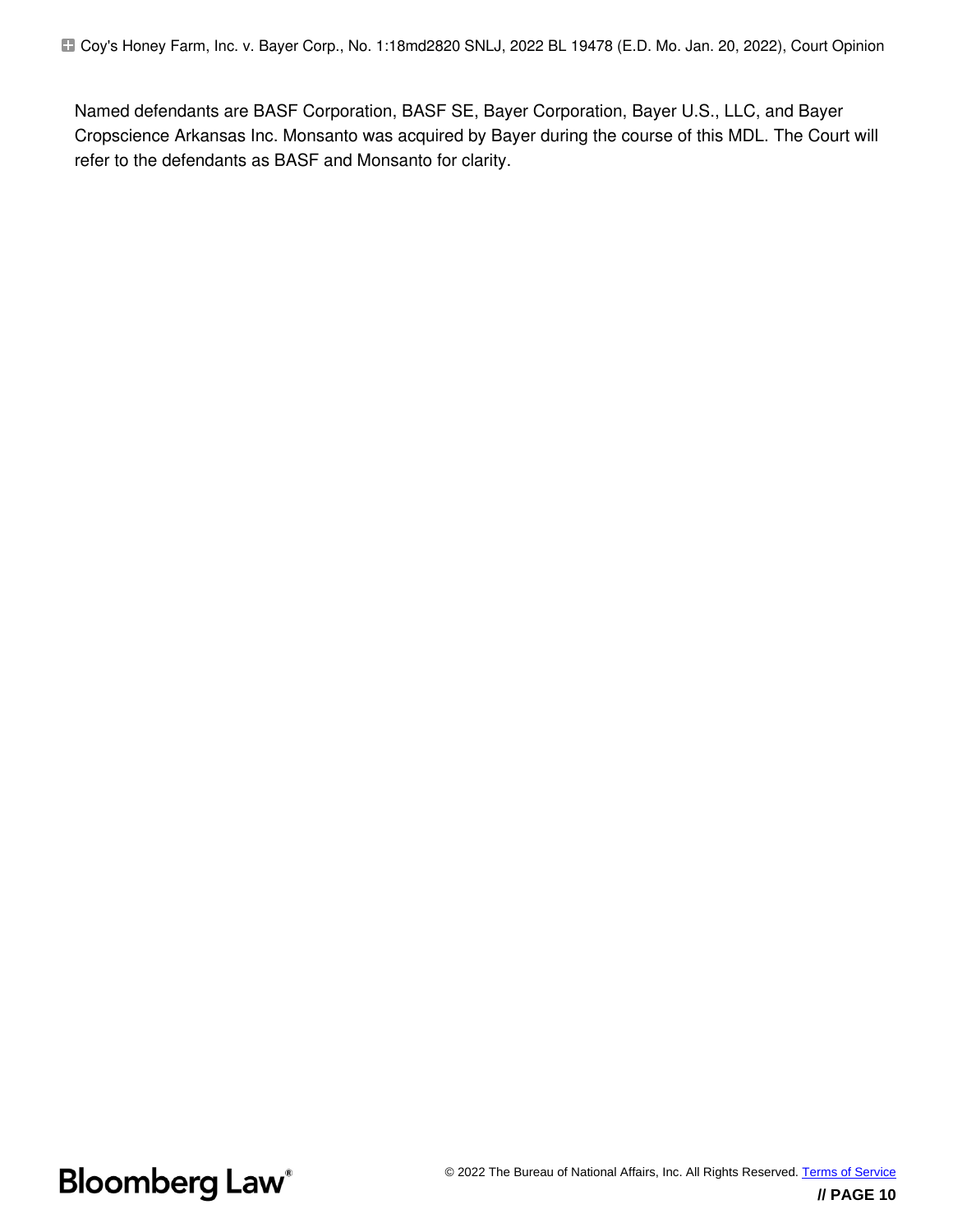Named defendants are BASF Corporation, BASF SE, Bayer Corporation, Bayer U.S., LLC, and Bayer Cropscience Arkansas Inc. Monsanto was acquired by Bayer during the course of this MDL. The Court will refer to the defendants as BASF and Monsanto for clarity.